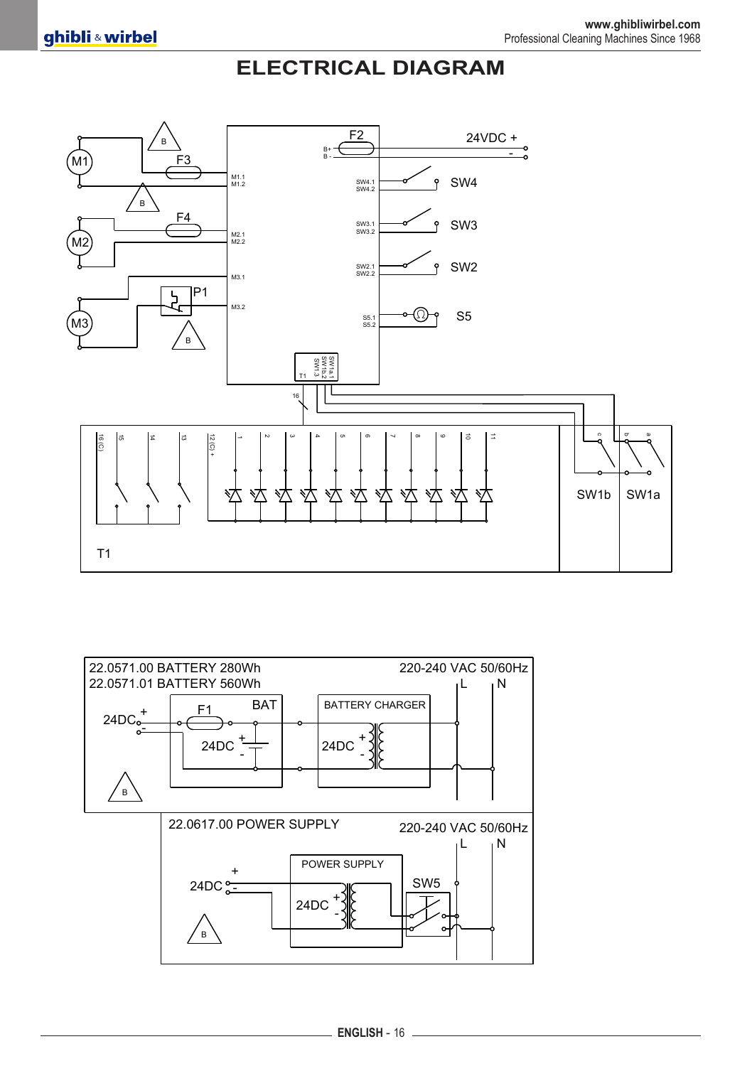# ELECTRICAL DIAGRAM

M1 F3 B M1.1 M1.2 F2 B+ B - 24VDC + - SW4.1 SW4.2 SW4

M2 F4 M2.1 M2.2 SW3.1 SW3.2 SW3

SW2.1 SW2.2 SW2

M3 P1 M3.1 M3.2 S5.1 S5.2 S5

T1 SW1a.1 SW1b.2 SW1.3

16 (C) 15 14 13 12 (C) + 1 2 3 4 5 6 7 8 9 10 11 c b a

T1 SW1b SW1a

22.0571.00 BATTERY 280Wh
22.0571.01 BATTERY 560Wh

220-240 VAC 50/60Hz L N

24DC + - F1 BAT 24DC + - BATTERY CHARGER 24DC + - B

22.0617.00 POWER SUPPLY

220-240 VAC 50/60Hz L N

24DC + - POWER SUPPLY 24DC + - SW5 B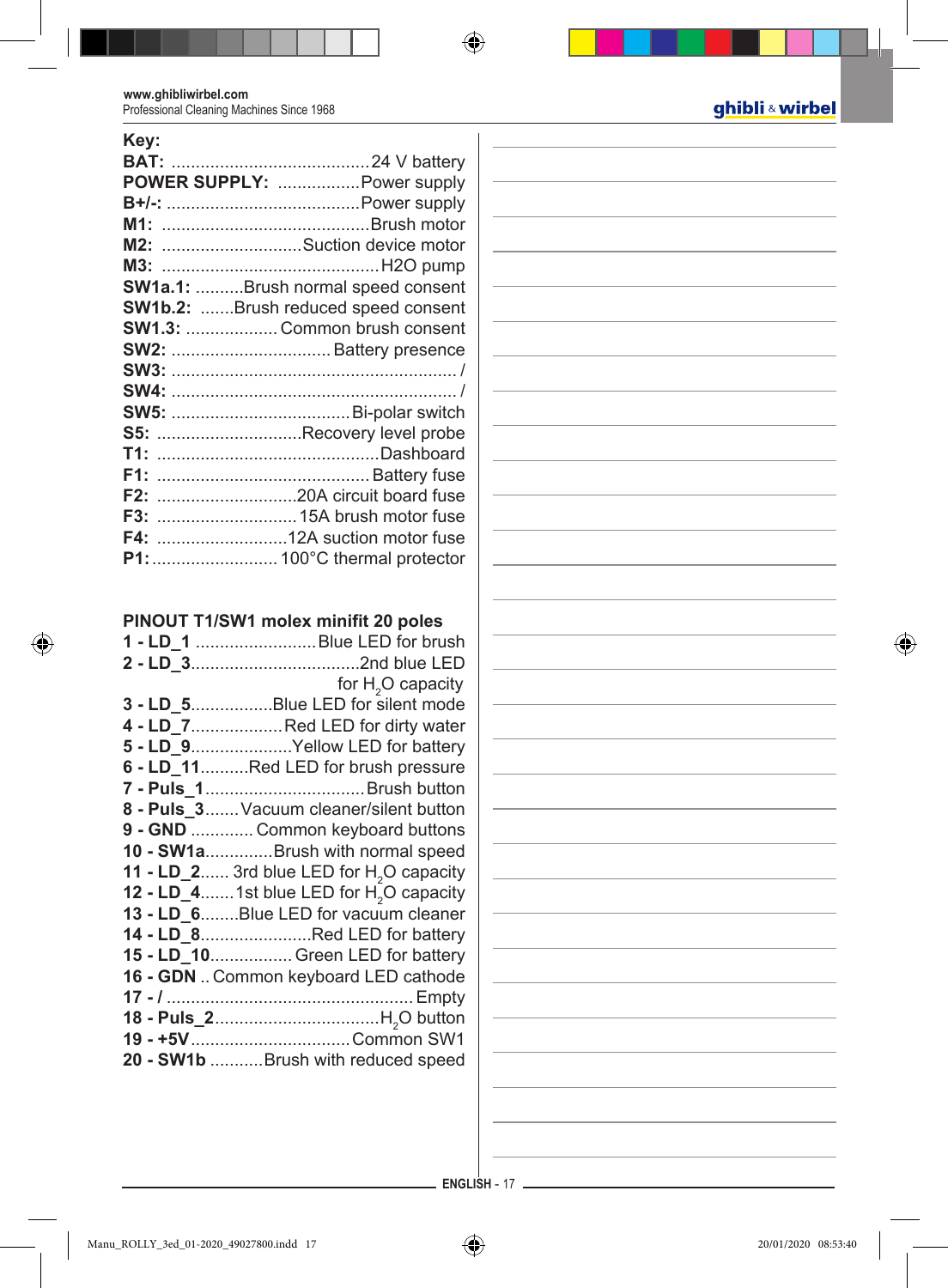**Key:**

**BAT:** ........................................24 V battery
**POWER SUPPLY:** .................Power supply
**B+/-:** .......................................Power supply
**M1:** ..........................................Brush motor
**M2:** ............................Suction device motor
**M3:** ............................................H2O pump
**SW1a.1:** .........Brush normal speed consent
**SW1b.2:** .......Brush reduced speed consent
**SW1.3:** .................. Common brush consent
**SW2:** ................................ Battery presence
**SW3:** .......................................................... /
**SW4:** .......................................................... /
**SW5:** ....................................Bi-polar switch
**S5:** .............................Recovery level probe
**T1:** .............................................Dashboard
**F1:** ........................................... Battery fuse
**F2:** .............................20A circuit board fuse
**F3:** ............................. 15A brush motor fuse
**F4:** ...........................12A suction motor fuse
**P1:**.......................... 100°C thermal protector

**PINOUT T1/SW1 molex minifit 20 poles**

**1 - LD_1** .........................Blue LED for brush
**2 - LD_3**..................................2nd blue LED for $H_2O$ capacity
**3 - LD_5**.................Blue LED for silent mode
**4 - LD_7**..................Red LED for dirty water
**5 - LD_9**....................Yellow LED for battery
**6 - LD_11**..........Red LED for brush pressure
**7 - Puls_1**................................Brush button
**8 - Puls_3**.......Vacuum cleaner/silent button
**9 - GND** ............ Common keyboard buttons
**10 - SW1a**.............Brush with normal speed
**11 - LD_2**...... 3rd blue LED for $H_2O$ capacity
**12 - LD_4**.......1st blue LED for $H_2O$ capacity
**13 - LD_6**........Blue LED for vacuum cleaner
**14 - LD_8**......................Red LED for battery
**15 - LD_10**................ Green LED for battery
**16 - GDN** .. Common keyboard LED cathode
**17 - /** .................................................. Empty
**18 - Puls_2**.................................$H_2O$ button
**19 - +5V**................................Common SW1
**20 - SW1b** ...........Brush with reduced speed